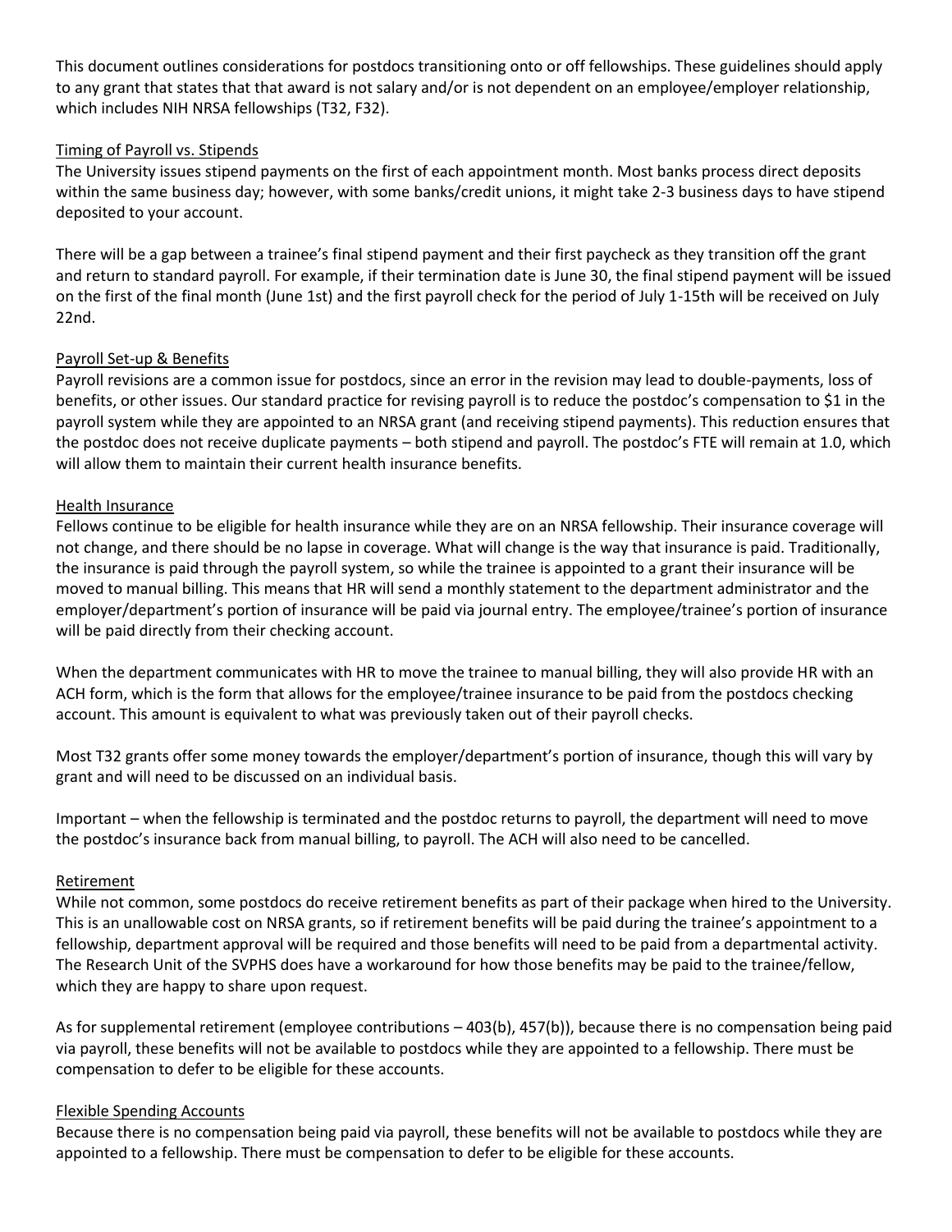This document outlines considerations for postdocs transitioning onto or off fellowships. These guidelines should apply to any grant that states that that award is not salary and/or is not dependent on an employee/employer relationship, which includes NIH NRSA fellowships (T32, F32).

## Timing of Payroll vs. Stipends

The University issues stipend payments on the first of each appointment month. Most banks process direct deposits within the same business day; however, with some banks/credit unions, it might take 2-3 business days to have stipend deposited to your account.

There will be a gap between a trainee's final stipend payment and their first paycheck as they transition off the grant and return to standard payroll. For example, if their termination date is June 30, the final stipend payment will be issued on the first of the final month (June 1st) and the first payroll check for the period of July 1-15th will be received on July 22nd.

## Payroll Set-up & Benefits

Payroll revisions are a common issue for postdocs, since an error in the revision may lead to double-payments, loss of benefits, or other issues. Our standard practice for revising payroll is to reduce the postdoc's compensation to $1 in the payroll system while they are appointed to an NRSA grant (and receiving stipend payments). This reduction ensures that the postdoc does not receive duplicate payments – both stipend and payroll. The postdoc's FTE will remain at 1.0, which will allow them to maintain their current health insurance benefits.

## Health Insurance

Fellows continue to be eligible for health insurance while they are on an NRSA fellowship. Their insurance coverage will not change, and there should be no lapse in coverage. What will change is the way that insurance is paid. Traditionally, the insurance is paid through the payroll system, so while the trainee is appointed to a grant their insurance will be moved to manual billing. This means that HR will send a monthly statement to the department administrator and the employer/department's portion of insurance will be paid via journal entry. The employee/trainee's portion of insurance will be paid directly from their checking account.

When the department communicates with HR to move the trainee to manual billing, they will also provide HR with an ACH form, which is the form that allows for the employee/trainee insurance to be paid from the postdocs checking account. This amount is equivalent to what was previously taken out of their payroll checks.

Most T32 grants offer some money towards the employer/department's portion of insurance, though this will vary by grant and will need to be discussed on an individual basis.

Important – when the fellowship is terminated and the postdoc returns to payroll, the department will need to move the postdoc's insurance back from manual billing, to payroll. The ACH will also need to be cancelled.

## Retirement

While not common, some postdocs do receive retirement benefits as part of their package when hired to the University. This is an unallowable cost on NRSA grants, so if retirement benefits will be paid during the trainee's appointment to a fellowship, department approval will be required and those benefits will need to be paid from a departmental activity. The Research Unit of the SVPHS does have a workaround for how those benefits may be paid to the trainee/fellow, which they are happy to share upon request.

As for supplemental retirement (employee contributions – 403(b), 457(b)), because there is no compensation being paid via payroll, these benefits will not be available to postdocs while they are appointed to a fellowship. There must be compensation to defer to be eligible for these accounts.

## Flexible Spending Accounts

Because there is no compensation being paid via payroll, these benefits will not be available to postdocs while they are appointed to a fellowship. There must be compensation to defer to be eligible for these accounts.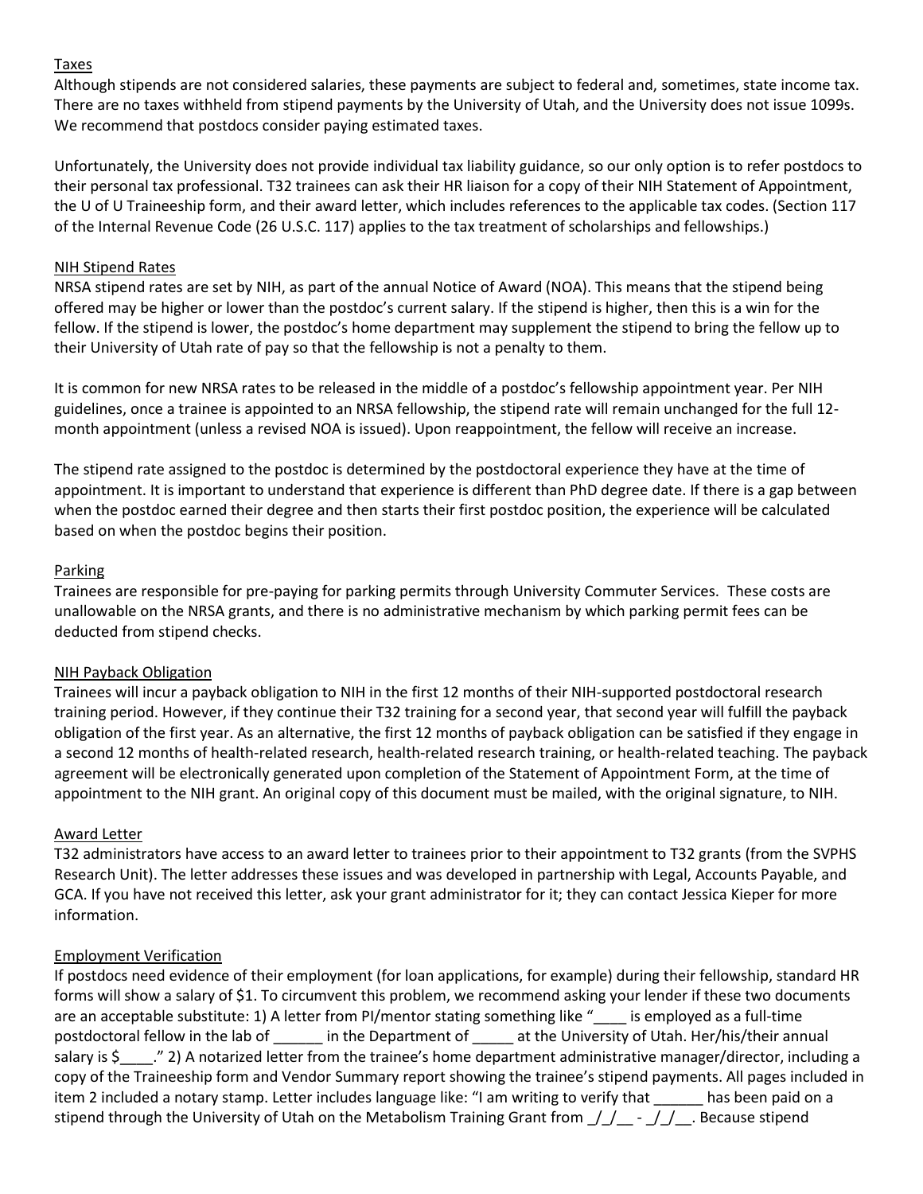## Taxes

Although stipends are not considered salaries, these payments are subject to federal and, sometimes, state income tax. There are no taxes withheld from stipend payments by the University of Utah, and the University does not issue 1099s. We recommend that postdocs consider paying estimated taxes.

Unfortunately, the University does not provide individual tax liability guidance, so our only option is to refer postdocs to their personal tax professional. T32 trainees can ask their HR liaison for a copy of their NIH Statement of Appointment, the U of U Traineeship form, and their award letter, which includes references to the applicable tax codes. (Section 117 of the Internal Revenue Code (26 U.S.C. 117) applies to the tax treatment of scholarships and fellowships.)

## NIH Stipend Rates

NRSA stipend rates are set by NIH, as part of the annual Notice of Award (NOA). This means that the stipend being offered may be higher or lower than the postdoc's current salary. If the stipend is higher, then this is a win for the fellow. If the stipend is lower, the postdoc's home department may supplement the stipend to bring the fellow up to their University of Utah rate of pay so that the fellowship is not a penalty to them.

It is common for new NRSA rates to be released in the middle of a postdoc's fellowship appointment year. Per NIH guidelines, once a trainee is appointed to an NRSA fellowship, the stipend rate will remain unchanged for the full 12-month appointment (unless a revised NOA is issued). Upon reappointment, the fellow will receive an increase.

The stipend rate assigned to the postdoc is determined by the postdoctoral experience they have at the time of appointment. It is important to understand that experience is different than PhD degree date. If there is a gap between when the postdoc earned their degree and then starts their first postdoc position, the experience will be calculated based on when the postdoc begins their position.

## Parking

Trainees are responsible for pre-paying for parking permits through University Commuter Services. These costs are unallowable on the NRSA grants, and there is no administrative mechanism by which parking permit fees can be deducted from stipend checks.

## NIH Payback Obligation

Trainees will incur a payback obligation to NIH in the first 12 months of their NIH-supported postdoctoral research training period. However, if they continue their T32 training for a second year, that second year will fulfill the payback obligation of the first year. As an alternative, the first 12 months of payback obligation can be satisfied if they engage in a second 12 months of health-related research, health-related research training, or health-related teaching. The payback agreement will be electronically generated upon completion of the Statement of Appointment Form, at the time of appointment to the NIH grant. An original copy of this document must be mailed, with the original signature, to NIH.

## Award Letter

T32 administrators have access to an award letter to trainees prior to their appointment to T32 grants (from the SVPHS Research Unit). The letter addresses these issues and was developed in partnership with Legal, Accounts Payable, and GCA. If you have not received this letter, ask your grant administrator for it; they can contact Jessica Kieper for more information.

## Employment Verification

If postdocs need evidence of their employment (for loan applications, for example) during their fellowship, standard HR forms will show a salary of $1. To circumvent this problem, we recommend asking your lender if these two documents are an acceptable substitute: 1) A letter from PI/mentor stating something like "____ is employed as a full-time postdoctoral fellow in the lab of ______ in the Department of _____ at the University of Utah. Her/his/their annual salary is $____." 2) A notarized letter from the trainee's home department administrative manager/director, including a copy of the Traineeship form and Vendor Summary report showing the trainee's stipend payments. All pages included in item 2 included a notary stamp. Letter includes language like: "I am writing to verify that ______ has been paid on a stipend through the University of Utah on the Metabolism Training Grant from _/_/__ - _/_/__. Because stipend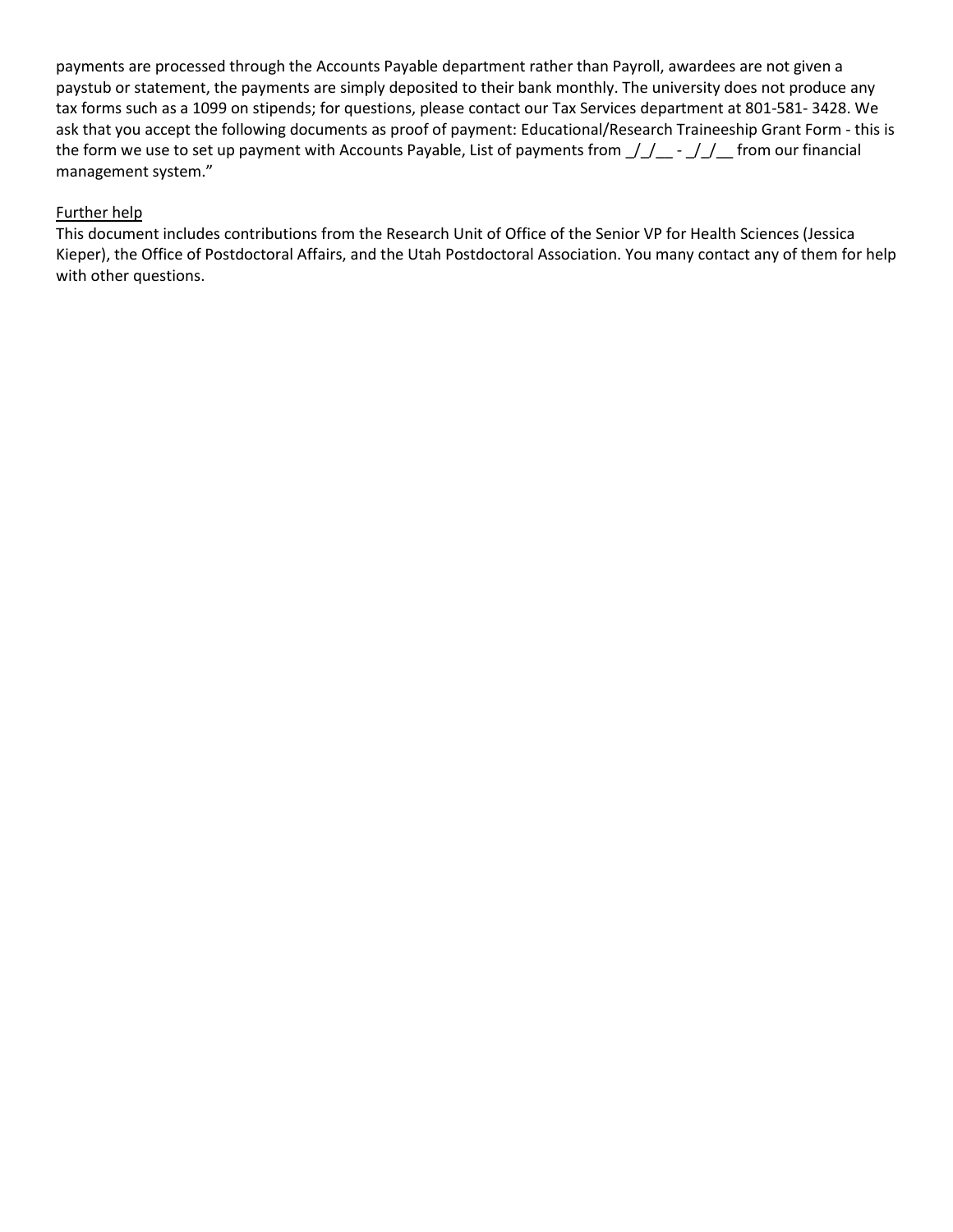payments are processed through the Accounts Payable department rather than Payroll, awardees are not given a paystub or statement, the payments are simply deposited to their bank monthly. The university does not produce any tax forms such as a 1099 on stipends; for questions, please contact our Tax Services department at 801-581- 3428. We ask that you accept the following documents as proof of payment: Educational/Research Traineeship Grant Form - this is the form we use to set up payment with Accounts Payable, List of payments from _/_/__ - _/_/__ from our financial management system."

Further help

This document includes contributions from the Research Unit of Office of the Senior VP for Health Sciences (Jessica Kieper), the Office of Postdoctoral Affairs, and the Utah Postdoctoral Association. You many contact any of them for help with other questions.